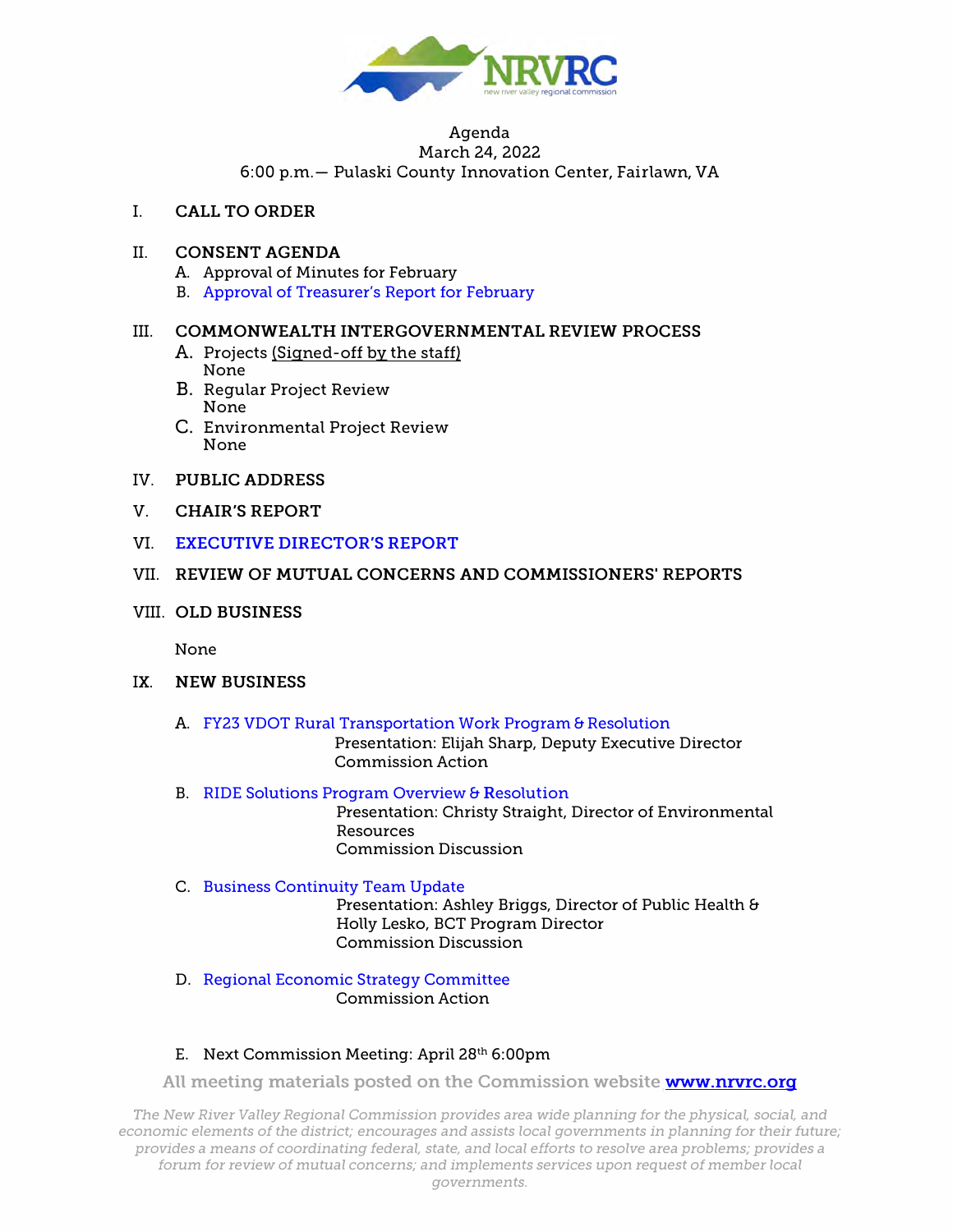NRVRC
new river valley regional commission

Agenda
March 24, 2022
6:00 p.m.— Pulaski County Innovation Center, Fairlawn, VA

I. CALL TO ORDER

II. CONSENT AGENDA
   A. Approval of Minutes for February
   B. Approval of Treasurer's Report for February

III. COMMONWEALTH INTERGOVERNMENTAL REVIEW PROCESS
   A. Projects (Signed-off by the staff)
      None
   B. Regular Project Review
      None
   C. Environmental Project Review
      None

IV. PUBLIC ADDRESS

V. CHAIR'S REPORT

VI. EXECUTIVE DIRECTOR'S REPORT

VII. REVIEW OF MUTUAL CONCERNS AND COMMISSIONERS' REPORTS

VIII. OLD BUSINESS

   None

IX. NEW BUSINESS

   A. FY23 VDOT Rural Transportation Work Program & Resolution
      Presentation: Elijah Sharp, Deputy Executive Director
      Commission Action

   B. RIDE Solutions Program Overview & Resolution
      Presentation: Christy Straight, Director of Environmental Resources
      Commission Discussion

   C. Business Continuity Team Update
      Presentation: Ashley Briggs, Director of Public Health & Holly Lesko, BCT Program Director
      Commission Discussion

   D. Regional Economic Strategy Committee
      Commission Action

   E. Next Commission Meeting: April 28th 6:00pm

All meeting materials posted on the Commission website **www.nrvrc.org**

*The New River Valley Regional Commission provides area wide planning for the physical, social, and economic elements of the district; encourages and assists local governments in planning for their future; provides a means of coordinating federal, state, and local efforts to resolve area problems; provides a forum for review of mutual concerns; and implements services upon request of member local governments.*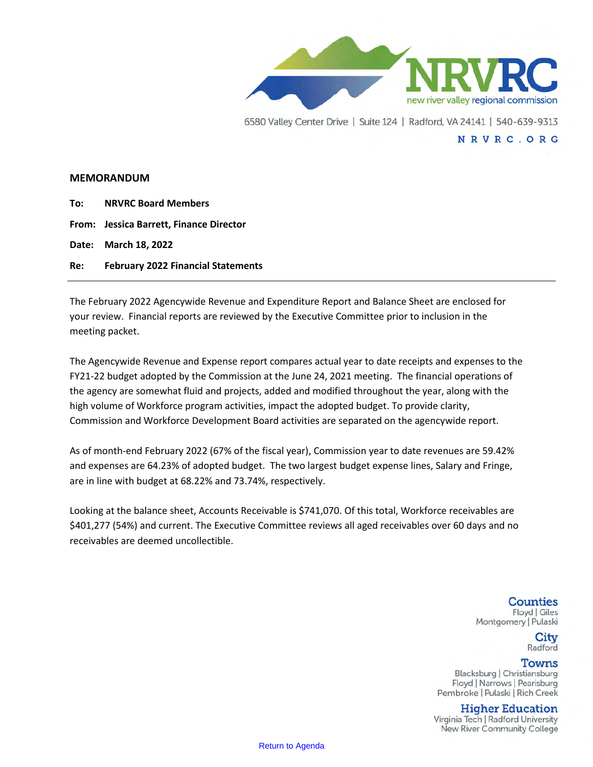NRVRC
new river valley regional commission

6580 Valley Center Drive | Suite 124 | Radford, VA 24141 | 540-639-9313

NRVRC.ORG

**MEMORANDUM**

**To:** **NRVRC Board Members**

**From:** **Jessica Barrett, Finance Director**

**Date:** **March 18, 2022**

**Re:** **February 2022 Financial Statements**

---

The February 2022 Agencywide Revenue and Expenditure Report and Balance Sheet are enclosed for your review. Financial reports are reviewed by the Executive Committee prior to inclusion in the meeting packet.

The Agencywide Revenue and Expense report compares actual year to date receipts and expenses to the FY21-22 budget adopted by the Commission at the June 24, 2021 meeting. The financial operations of the agency are somewhat fluid and projects, added and modified throughout the year, along with the high volume of Workforce program activities, impact the adopted budget. To provide clarity, Commission and Workforce Development Board activities are separated on the agencywide report.

As of month-end February 2022 (67% of the fiscal year), Commission year to date revenues are 59.42% and expenses are 64.23% of adopted budget. The two largest budget expense lines, Salary and Fringe, are in line with budget at 68.22% and 73.74%, respectively.

Looking at the balance sheet, Accounts Receivable is $741,070. Of this total, Workforce receivables are $401,277 (54%) and current. The Executive Committee reviews all aged receivables over 60 days and no receivables are deemed uncollectible.

**Counties**
Floyd | Giles
Montgomery | Pulaski

**City**
Radford

**Towns**
Blacksburg | Christiansburg
Floyd | Narrows | Pearisburg
Pembroke | Pulaski | Rich Creek

**Higher Education**
Virginia Tech | Radford University
New River Community College

Return to Agenda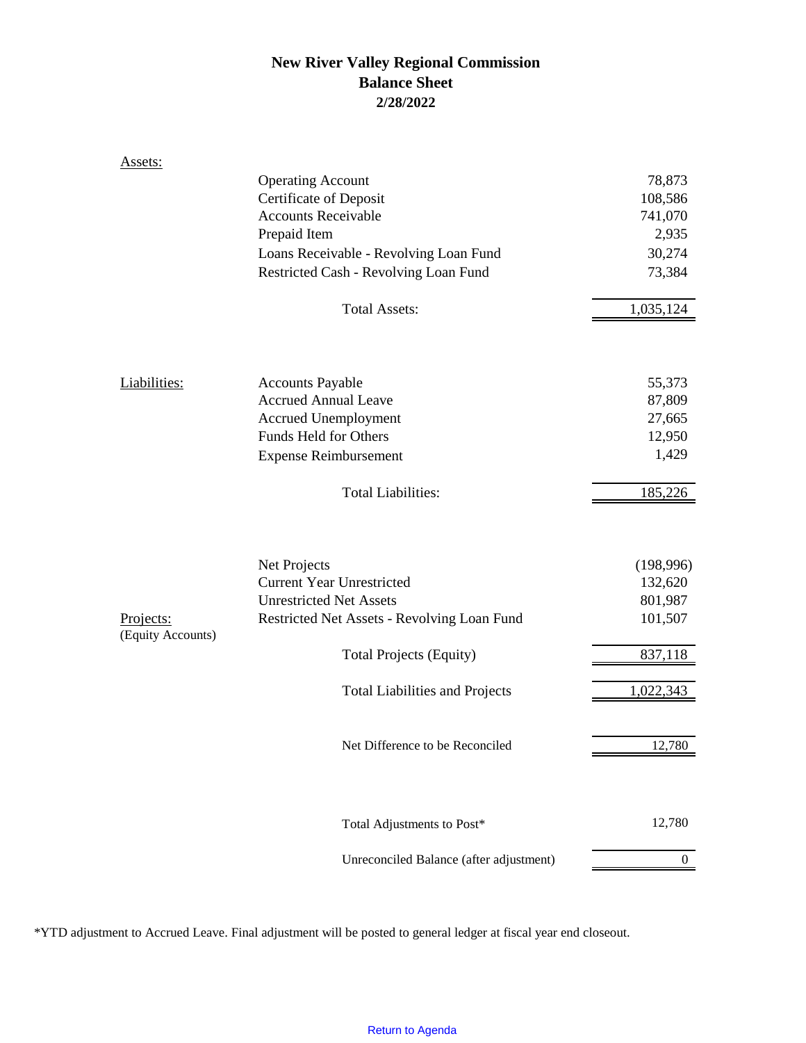# New River Valley Regional Commission
## Balance Sheet
### 2/28/2022

| | | |
|---|---|---|
| Assets: | Operating Account | 78,873 |
| | Certificate of Deposit | 108,586 |
| | Accounts Receivable | 741,070 |
| | Prepaid Item | 2,935 |
| | Loans Receivable - Revolving Loan Fund | 30,274 |
| | Restricted Cash - Revolving Loan Fund | 73,384 |
| | Total Assets: | 1,035,124 |
| Liabilities: | Accounts Payable | 55,373 |
| | Accrued Annual Leave | 87,809 |
| | Accrued Unemployment | 27,665 |
| | Funds Held for Others | 12,950 |
| | Expense Reimbursement | 1,429 |
| | Total Liabilities: | 185,226 |
| | Net Projects | (198,996) |
| | Current Year Unrestricted | 132,620 |
| | Unrestricted Net Assets | 801,987 |
| Projects: (Equity Accounts) | Restricted Net Assets - Revolving Loan Fund | 101,507 |
| | Total Projects (Equity) | 837,118 |
| | Total Liabilities and Projects | 1,022,343 |
| | Net Difference to be Reconciled | 12,780 |
| | Total Adjustments to Post* | 12,780 |
| | Unreconciled Balance (after adjustment) | 0 |

*YTD adjustment to Accrued Leave. Final adjustment will be posted to general ledger at fiscal year end closeout.

Return to Agenda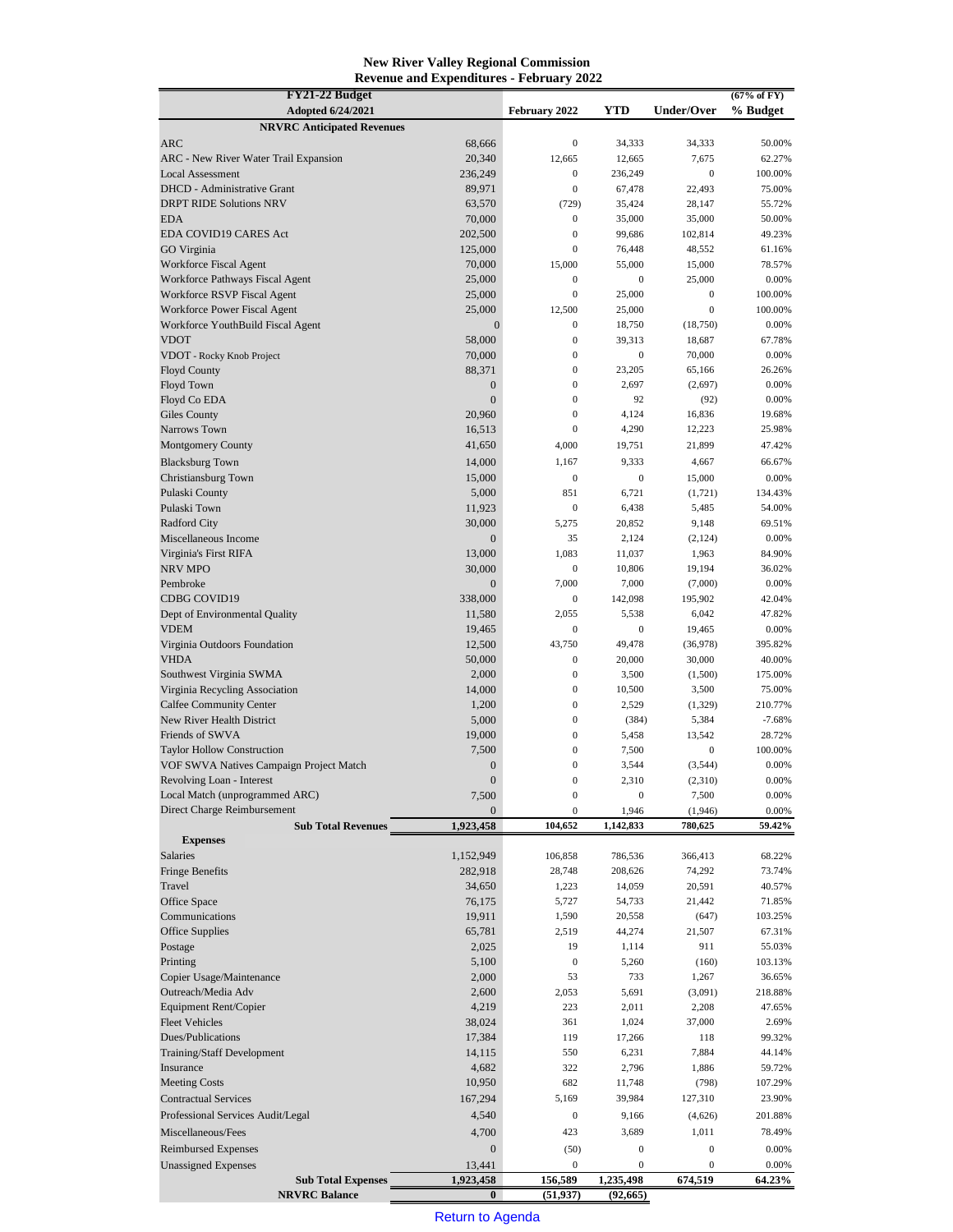**New River Valley Regional Commission**
**Revenue and Expenditures - February 2022**

| FY21-22 Budget Adopted 6/24/2021 | | February 2022 | YTD | Under/Over | (67% of FY) % Budget |
|---|---|---|---|---|---|
| **NRVRC Anticipated Revenues** | | | | | |
| ARC | 68,666 | 0 | 34,333 | 34,333 | 50.00% |
| ARC - New River Water Trail Expansion | 20,340 | 12,665 | 12,665 | 7,675 | 62.27% |
| Local Assessment | 236,249 | 0 | 236,249 | 0 | 100.00% |
| DHCD - Administrative Grant | 89,971 | 0 | 67,478 | 22,493 | 75.00% |
| DRPT RIDE Solutions NRV | 63,570 | (729) | 35,424 | 28,147 | 55.72% |
| EDA | 70,000 | 0 | 35,000 | 35,000 | 50.00% |
| EDA COVID19 CARES Act | 202,500 | 0 | 99,686 | 102,814 | 49.23% |
| GO Virginia | 125,000 | 0 | 76,448 | 48,552 | 61.16% |
| Workforce Fiscal Agent | 70,000 | 15,000 | 55,000 | 15,000 | 78.57% |
| Workforce Pathways Fiscal Agent | 25,000 | 0 | 0 | 25,000 | 0.00% |
| Workforce RSVP Fiscal Agent | 25,000 | 0 | 25,000 | 0 | 100.00% |
| Workforce Power Fiscal Agent | 25,000 | 12,500 | 25,000 | 0 | 100.00% |
| Workforce YouthBuild Fiscal Agent | 0 | 0 | 18,750 | (18,750) | 0.00% |
| VDOT | 58,000 | 0 | 39,313 | 18,687 | 67.78% |
| VDOT - Rocky Knob Project | 70,000 | 0 | 0 | 70,000 | 0.00% |
| Floyd County | 88,371 | 0 | 23,205 | 65,166 | 26.26% |
| Floyd Town | 0 | 0 | 2,697 | (2,697) | 0.00% |
| Floyd Co EDA | 0 | 0 | 92 | (92) | 0.00% |
| Giles County | 20,960 | 0 | 4,124 | 16,836 | 19.68% |
| Narrows Town | 16,513 | 0 | 4,290 | 12,223 | 25.98% |
| Montgomery County | 41,650 | 4,000 | 19,751 | 21,899 | 47.42% |
| Blacksburg Town | 14,000 | 1,167 | 9,333 | 4,667 | 66.67% |
| Christiansburg Town | 15,000 | 0 | 0 | 15,000 | 0.00% |
| Pulaski County | 5,000 | 851 | 6,721 | (1,721) | 134.43% |
| Pulaski Town | 11,923 | 0 | 6,438 | 5,485 | 54.00% |
| Radford City | 30,000 | 5,275 | 20,852 | 9,148 | 69.51% |
| Miscellaneous Income | 0 | 35 | 2,124 | (2,124) | 0.00% |
| Virginia's First RIFA | 13,000 | 1,083 | 11,037 | 1,963 | 84.90% |
| NRV MPO | 30,000 | 0 | 10,806 | 19,194 | 36.02% |
| Pembroke | 0 | 7,000 | 7,000 | (7,000) | 0.00% |
| CDBG COVID19 | 338,000 | 0 | 142,098 | 195,902 | 42.04% |
| Dept of Environmental Quality | 11,580 | 2,055 | 5,538 | 6,042 | 47.82% |
| VDEM | 19,465 | 0 | 0 | 19,465 | 0.00% |
| Virginia Outdoors Foundation | 12,500 | 43,750 | 49,478 | (36,978) | 395.82% |
| VHDA | 50,000 | 0 | 20,000 | 30,000 | 40.00% |
| Southwest Virginia SWMA | 2,000 | 0 | 3,500 | (1,500) | 175.00% |
| Virginia Recycling Association | 14,000 | 0 | 10,500 | 3,500 | 75.00% |
| Calfee Community Center | 1,200 | 0 | 2,529 | (1,329) | 210.77% |
| New River Health District | 5,000 | 0 | (384) | 5,384 | -7.68% |
| Friends of SWVA | 19,000 | 0 | 5,458 | 13,542 | 28.72% |
| Taylor Hollow Construction | 7,500 | 0 | 7,500 | 0 | 100.00% |
| VOF SWVA Natives Campaign Project Match | 0 | 0 | 3,544 | (3,544) | 0.00% |
| Revolving Loan - Interest | 0 | 0 | 2,310 | (2,310) | 0.00% |
| Local Match (unprogrammed ARC) | 7,500 | 0 | 0 | 7,500 | 0.00% |
| Direct Charge Reimbursement | 0 | 0 | 1,946 | (1,946) | 0.00% |
| **Sub Total Revenues** | **1,923,458** | **104,652** | **1,142,833** | **780,625** | **59.42%** |
| **Expenses** | | | | | |
| Salaries | 1,152,949 | 106,858 | 786,536 | 366,413 | 68.22% |
| Fringe Benefits | 282,918 | 28,748 | 208,626 | 74,292 | 73.74% |
| Travel | 34,650 | 1,223 | 14,059 | 20,591 | 40.57% |
| Office Space | 76,175 | 5,727 | 54,733 | 21,442 | 71.85% |
| Communications | 19,911 | 1,590 | 20,558 | (647) | 103.25% |
| Office Supplies | 65,781 | 2,519 | 44,274 | 21,507 | 67.31% |
| Postage | 2,025 | 19 | 1,114 | 911 | 55.03% |
| Printing | 5,100 | 0 | 5,260 | (160) | 103.13% |
| Copier Usage/Maintenance | 2,000 | 53 | 733 | 1,267 | 36.65% |
| Outreach/Media Adv | 2,600 | 2,053 | 5,691 | (3,091) | 218.88% |
| Equipment Rent/Copier | 4,219 | 223 | 2,011 | 2,208 | 47.65% |
| Fleet Vehicles | 38,024 | 361 | 1,024 | 37,000 | 2.69% |
| Dues/Publications | 17,384 | 119 | 17,266 | 118 | 99.32% |
| Training/Staff Development | 14,115 | 550 | 6,231 | 7,884 | 44.14% |
| Insurance | 4,682 | 322 | 2,796 | 1,886 | 59.72% |
| Meeting Costs | 10,950 | 682 | 11,748 | (798) | 107.29% |
| Contractual Services | 167,294 | 5,169 | 39,984 | 127,310 | 23.90% |
| Professional Services Audit/Legal | 4,540 | 0 | 9,166 | (4,626) | 201.88% |
| Miscellaneous/Fees | 4,700 | 423 | 3,689 | 1,011 | 78.49% |
| Reimbursed Expenses | 0 | (50) | 0 | 0 | 0.00% |
| Unassigned Expenses | 13,441 | 0 | 0 | 0 | 0.00% |
| **Sub Total Expenses** | **1,923,458** | **156,589** | **1,235,498** | **674,519** | **64.23%** |
| **NRVRC Balance** | **0** | **(51,937)** | **(92,665)** | | |

Return to Agenda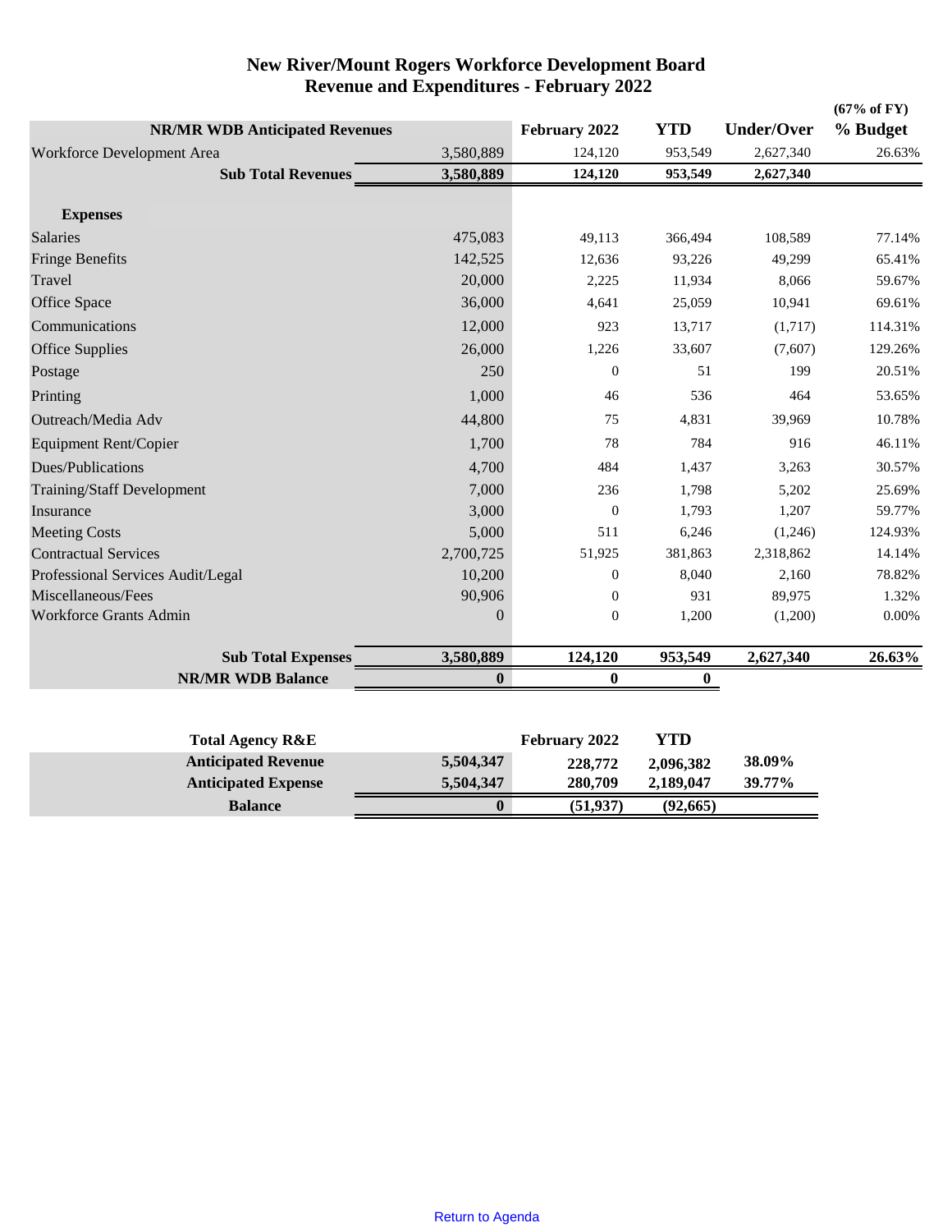# New River/Mount Rogers Workforce Development Board
## Revenue and Expenditures - February 2022

| NR/MR WDB Anticipated Revenues | | February 2022 | YTD | Under/Over | (67% of FY) % Budget |
|---|---|---|---|---|---|
| Workforce Development Area | 3,580,889 | 124,120 | 953,549 | 2,627,340 | 26.63% |
| **Sub Total Revenues** | **3,580,889** | **124,120** | **953,549** | **2,627,340** | |
| **Expenses** | | | | | |
| Salaries | 475,083 | 49,113 | 366,494 | 108,589 | 77.14% |
| Fringe Benefits | 142,525 | 12,636 | 93,226 | 49,299 | 65.41% |
| Travel | 20,000 | 2,225 | 11,934 | 8,066 | 59.67% |
| Office Space | 36,000 | 4,641 | 25,059 | 10,941 | 69.61% |
| Communications | 12,000 | 923 | 13,717 | (1,717) | 114.31% |
| Office Supplies | 26,000 | 1,226 | 33,607 | (7,607) | 129.26% |
| Postage | 250 | 0 | 51 | 199 | 20.51% |
| Printing | 1,000 | 46 | 536 | 464 | 53.65% |
| Outreach/Media Adv | 44,800 | 75 | 4,831 | 39,969 | 10.78% |
| Equipment Rent/Copier | 1,700 | 78 | 784 | 916 | 46.11% |
| Dues/Publications | 4,700 | 484 | 1,437 | 3,263 | 30.57% |
| Training/Staff Development | 7,000 | 236 | 1,798 | 5,202 | 25.69% |
| Insurance | 3,000 | 0 | 1,793 | 1,207 | 59.77% |
| Meeting Costs | 5,000 | 511 | 6,246 | (1,246) | 124.93% |
| Contractual Services | 2,700,725 | 51,925 | 381,863 | 2,318,862 | 14.14% |
| Professional Services Audit/Legal | 10,200 | 0 | 8,040 | 2,160 | 78.82% |
| Miscellaneous/Fees | 90,906 | 0 | 931 | 89,975 | 1.32% |
| Workforce Grants Admin | 0 | 0 | 1,200 | (1,200) | 0.00% |
| **Sub Total Expenses** | **3,580,889** | **124,120** | **953,549** | **2,627,340** | **26.63%** |
| **NR/MR WDB Balance** | **0** | **0** | **0** | | |

| Total Agency R&E | | February 2022 | YTD | |
|---|---|---|---|---|
| **Anticipated Revenue** | **5,504,347** | **228,772** | **2,096,382** | **38.09%** |
| **Anticipated Expense** | **5,504,347** | **280,709** | **2,189,047** | **39.77%** |
| **Balance** | **0** | **(51,937)** | **(92,665)** | |

Return to Agenda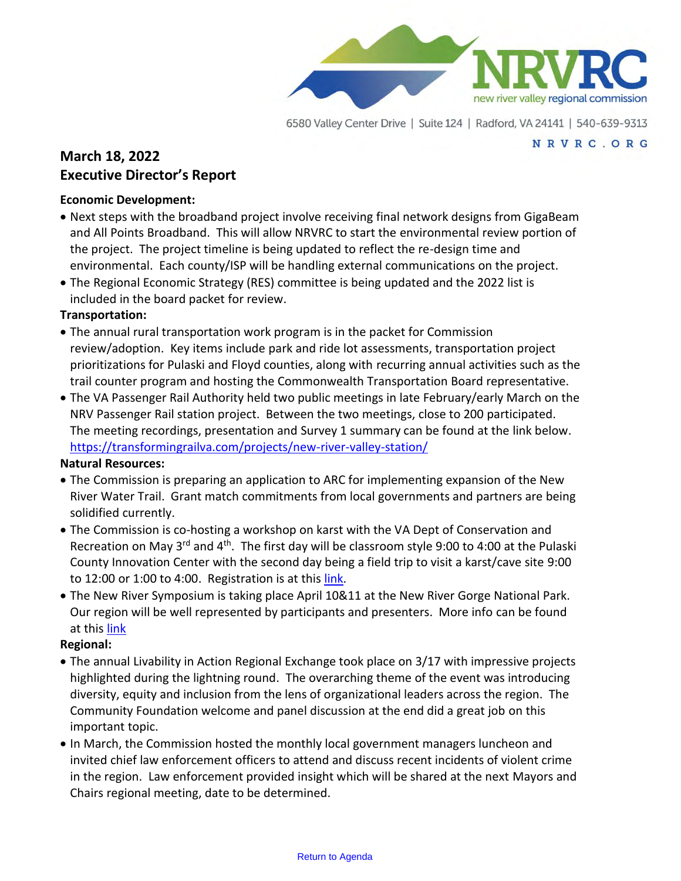NRVRC
new river valley regional commission

6580 Valley Center Drive | Suite 124 | Radford, VA 24141 | 540-639-9313

NRVRC.ORG

**March 18, 2022**
**Executive Director's Report**

**Economic Development:**

- Next steps with the broadband project involve receiving final network designs from GigaBeam and All Points Broadband. This will allow NRVRC to start the environmental review portion of the project. The project timeline is being updated to reflect the re-design time and environmental. Each county/ISP will be handling external communications on the project.
- The Regional Economic Strategy (RES) committee is being updated and the 2022 list is included in the board packet for review.

**Transportation:**

- The annual rural transportation work program is in the packet for Commission review/adoption. Key items include park and ride lot assessments, transportation project prioritizations for Pulaski and Floyd counties, along with recurring annual activities such as the trail counter program and hosting the Commonwealth Transportation Board representative.
- The VA Passenger Rail Authority held two public meetings in late February/early March on the NRV Passenger Rail station project. Between the two meetings, close to 200 participated. The meeting recordings, presentation and Survey 1 summary can be found at the link below. https://transformingrailva.com/projects/new-river-valley-station/

**Natural Resources:**

- The Commission is preparing an application to ARC for implementing expansion of the New River Water Trail. Grant match commitments from local governments and partners are being solidified currently.
- The Commission is co-hosting a workshop on karst with the VA Dept of Conservation and Recreation on May 3rd and 4th. The first day will be classroom style 9:00 to 4:00 at the Pulaski County Innovation Center with the second day being a field trip to visit a karst/cave site 9:00 to 12:00 or 1:00 to 4:00. Registration is at this link.
- The New River Symposium is taking place April 10&11 at the New River Gorge National Park. Our region will be well represented by participants and presenters. More info can be found at this link

**Regional:**

- The annual Livability in Action Regional Exchange took place on 3/17 with impressive projects highlighted during the lightning round. The overarching theme of the event was introducing diversity, equity and inclusion from the lens of organizational leaders across the region. The Community Foundation welcome and panel discussion at the end did a great job on this important topic.
- In March, the Commission hosted the monthly local government managers luncheon and invited chief law enforcement officers to attend and discuss recent incidents of violent crime in the region. Law enforcement provided insight which will be shared at the next Mayors and Chairs regional meeting, date to be determined.

Return to Agenda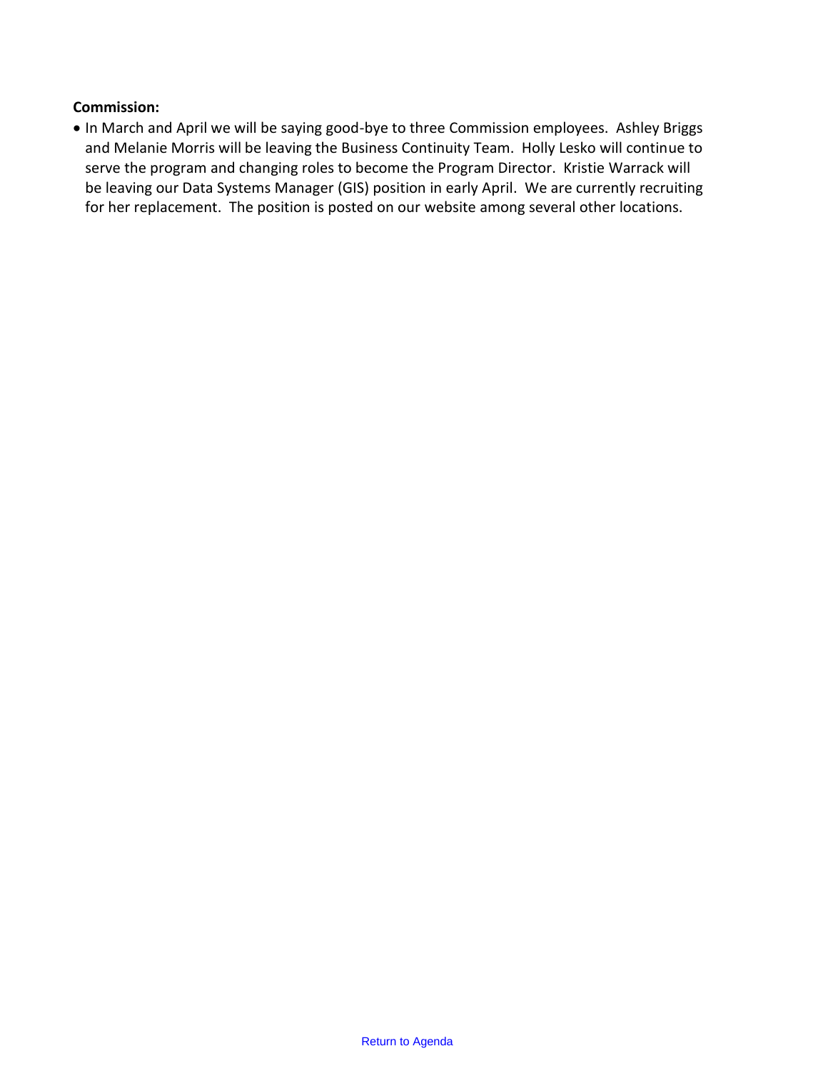**Commission:**

- In March and April we will be saying good-bye to three Commission employees. Ashley Briggs and Melanie Morris will be leaving the Business Continuity Team. Holly Lesko will continue to serve the program and changing roles to become the Program Director. Kristie Warrack will be leaving our Data Systems Manager (GIS) position in early April. We are currently recruiting for her replacement. The position is posted on our website among several other locations.

Return to Agenda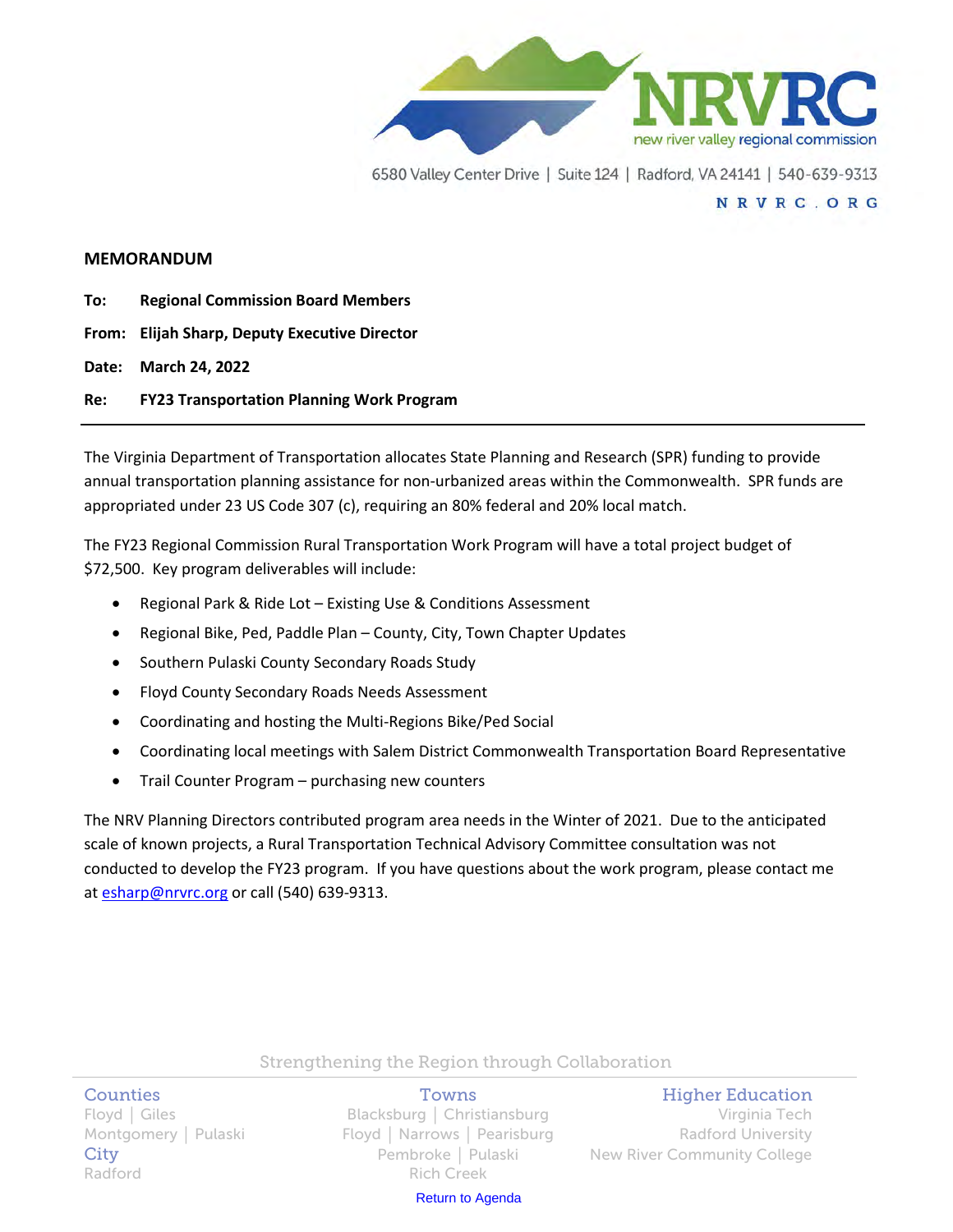NRVRC
new river valley regional commission

6580 Valley Center Drive | Suite 124 | Radford, VA 24141 | 540-639-9313

NRVRC.ORG

**MEMORANDUM**

**To:** **Regional Commission Board Members**

**From:** **Elijah Sharp, Deputy Executive Director**

**Date:** **March 24, 2022**

**Re:** **FY23 Transportation Planning Work Program**

---

The Virginia Department of Transportation allocates State Planning and Research (SPR) funding to provide annual transportation planning assistance for non-urbanized areas within the Commonwealth. SPR funds are appropriated under 23 US Code 307 (c), requiring an 80% federal and 20% local match.

The FY23 Regional Commission Rural Transportation Work Program will have a total project budget of $72,500. Key program deliverables will include:

- Regional Park & Ride Lot – Existing Use & Conditions Assessment
- Regional Bike, Ped, Paddle Plan – County, City, Town Chapter Updates
- Southern Pulaski County Secondary Roads Study
- Floyd County Secondary Roads Needs Assessment
- Coordinating and hosting the Multi-Regions Bike/Ped Social
- Coordinating local meetings with Salem District Commonwealth Transportation Board Representative
- Trail Counter Program – purchasing new counters

The NRV Planning Directors contributed program area needs in the Winter of 2021. Due to the anticipated scale of known projects, a Rural Transportation Technical Advisory Committee consultation was not conducted to develop the FY23 program. If you have questions about the work program, please contact me at esharp@nrvrc.org or call (540) 639-9313.

Strengthening the Region through Collaboration

Counties
Floyd | Giles
Montgomery | Pulaski
City
Radford

Towns
Blacksburg | Christiansburg
Floyd | Narrows | Pearisburg
Pembroke | Pulaski
Rich Creek

Higher Education
Virginia Tech
Radford University
New River Community College

Return to Agenda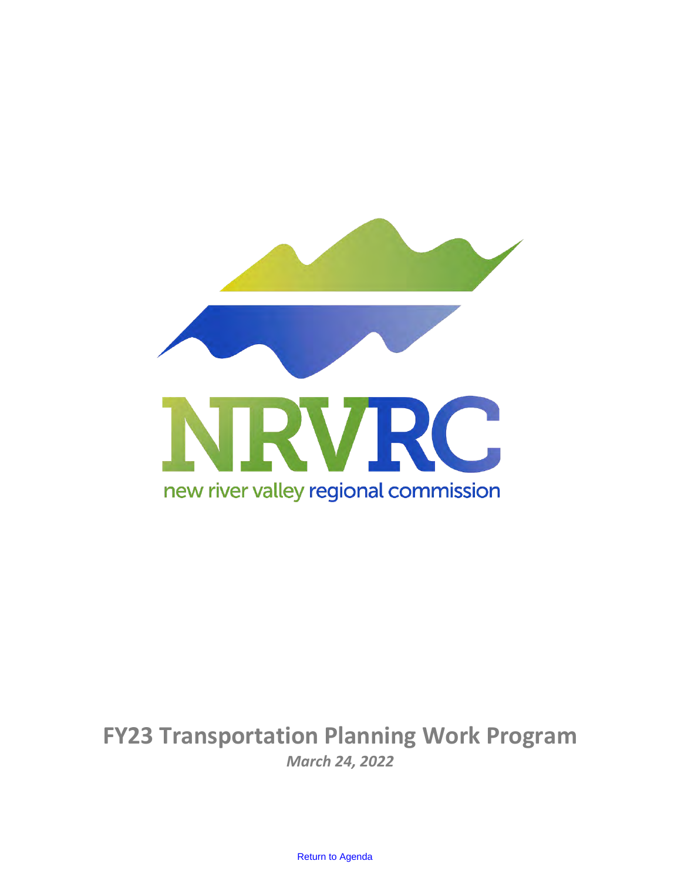NRVRC

new river valley regional commission

# FY23 Transportation Planning Work Program

*March 24, 2022*

Return to Agenda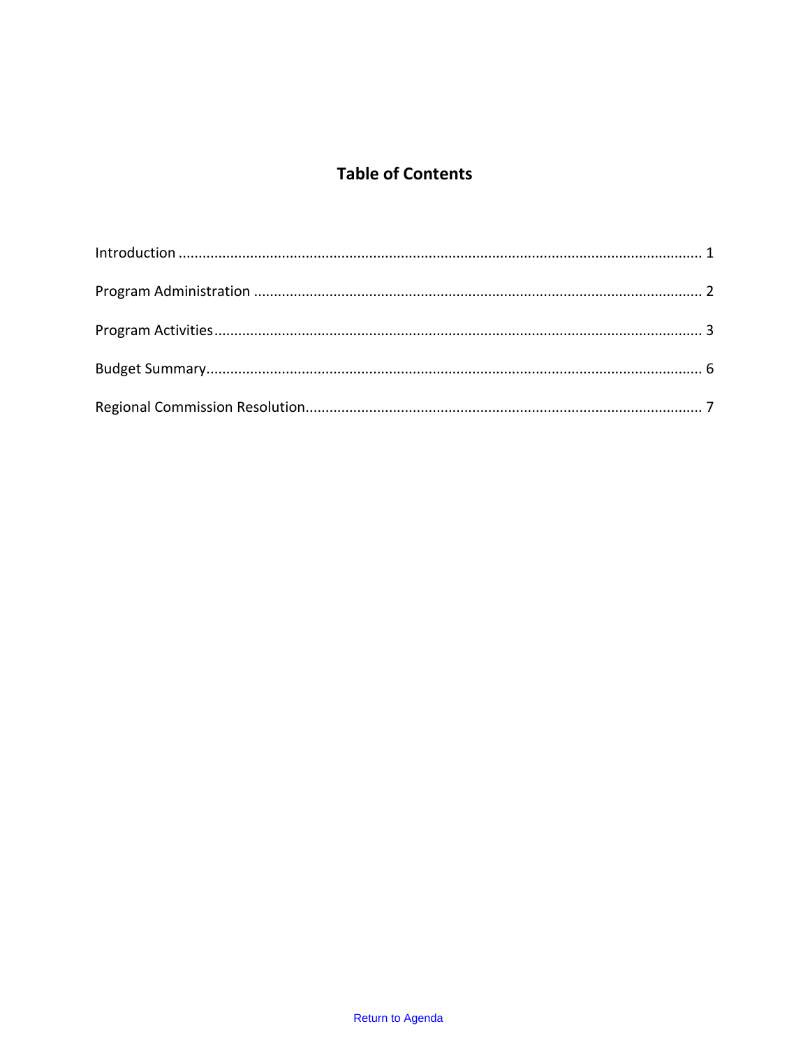# Table of Contents

Introduction ........................................................................................................................ 1

Program Administration ...................................................................................................... 2

Program Activities ............................................................................................................... 3

Budget Summary ................................................................................................................. 6

Regional Commission Resolution ........................................................................................ 7

Return to Agenda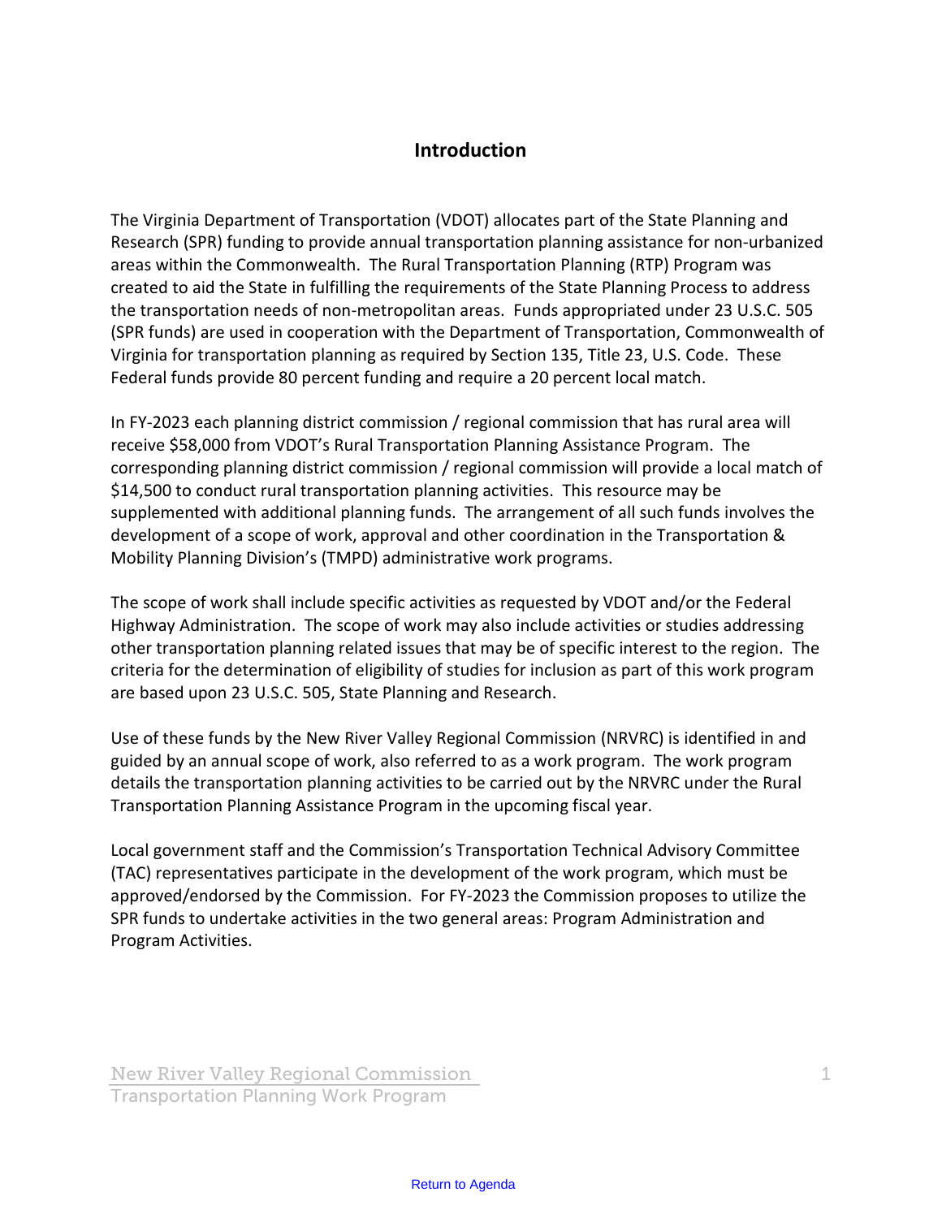## Introduction

The Virginia Department of Transportation (VDOT) allocates part of the State Planning and Research (SPR) funding to provide annual transportation planning assistance for non-urbanized areas within the Commonwealth. The Rural Transportation Planning (RTP) Program was created to aid the State in fulfilling the requirements of the State Planning Process to address the transportation needs of non-metropolitan areas. Funds appropriated under 23 U.S.C. 505 (SPR funds) are used in cooperation with the Department of Transportation, Commonwealth of Virginia for transportation planning as required by Section 135, Title 23, U.S. Code. These Federal funds provide 80 percent funding and require a 20 percent local match.

In FY-2023 each planning district commission / regional commission that has rural area will receive $58,000 from VDOT's Rural Transportation Planning Assistance Program. The corresponding planning district commission / regional commission will provide a local match of $14,500 to conduct rural transportation planning activities. This resource may be supplemented with additional planning funds. The arrangement of all such funds involves the development of a scope of work, approval and other coordination in the Transportation & Mobility Planning Division's (TMPD) administrative work programs.

The scope of work shall include specific activities as requested by VDOT and/or the Federal Highway Administration. The scope of work may also include activities or studies addressing other transportation planning related issues that may be of specific interest to the region. The criteria for the determination of eligibility of studies for inclusion as part of this work program are based upon 23 U.S.C. 505, State Planning and Research.

Use of these funds by the New River Valley Regional Commission (NRVRC) is identified in and guided by an annual scope of work, also referred to as a work program. The work program details the transportation planning activities to be carried out by the NRVRC under the Rural Transportation Planning Assistance Program in the upcoming fiscal year.

Local government staff and the Commission's Transportation Technical Advisory Committee (TAC) representatives participate in the development of the work program, which must be approved/endorsed by the Commission. For FY-2023 the Commission proposes to utilize the SPR funds to undertake activities in the two general areas: Program Administration and Program Activities.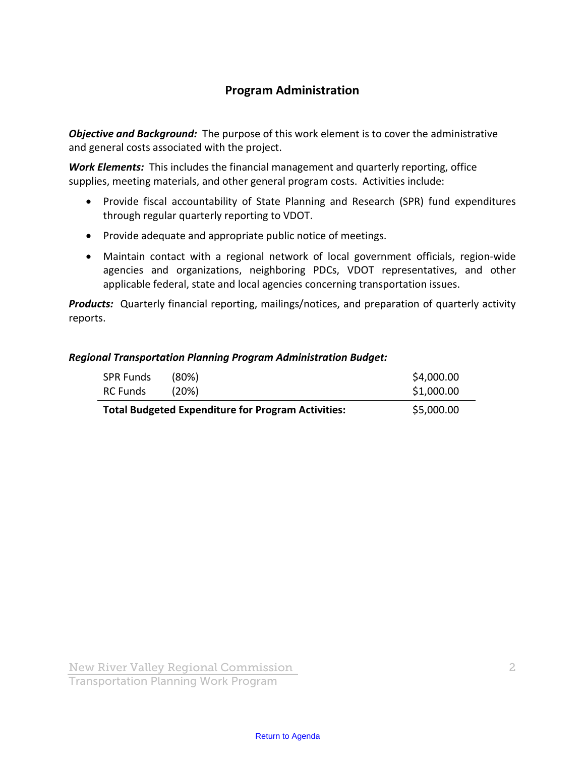## Program Administration

***Objective and Background:*** The purpose of this work element is to cover the administrative and general costs associated with the project.

***Work Elements:*** This includes the financial management and quarterly reporting, office supplies, meeting materials, and other general program costs. Activities include:

- Provide fiscal accountability of State Planning and Research (SPR) fund expenditures through regular quarterly reporting to VDOT.
- Provide adequate and appropriate public notice of meetings.
- Maintain contact with a regional network of local government officials, region-wide agencies and organizations, neighboring PDCs, VDOT representatives, and other applicable federal, state and local agencies concerning transportation issues.

***Products:*** Quarterly financial reporting, mailings/notices, and preparation of quarterly activity reports.

***Regional Transportation Planning Program Administration Budget:***

| | | |
|---|---|---|
| SPR Funds | (80%) | $4,000.00 |
| RC Funds | (20%) | $1,000.00 |
| **Total Budgeted Expenditure for Program Activities:** | | $5,000.00 |

Return to Agenda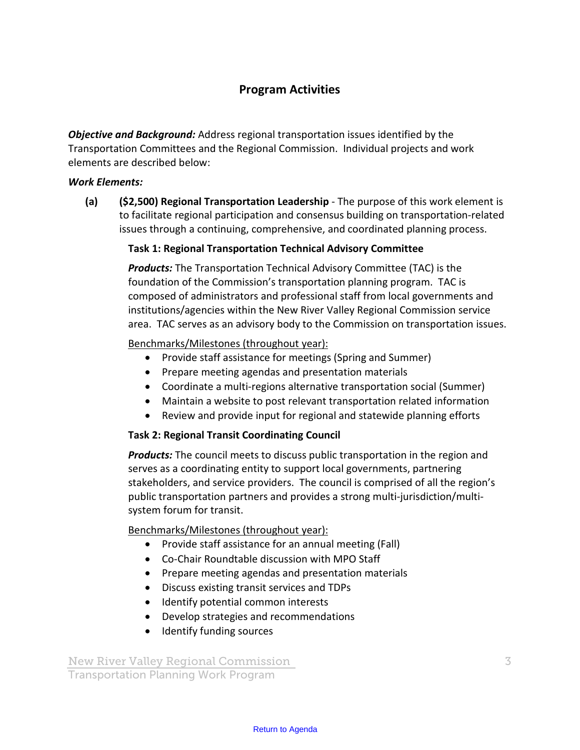## Program Activities

***Objective and Background:*** Address regional transportation issues identified by the Transportation Committees and the Regional Commission. Individual projects and work elements are described below:

***Work Elements:***

**(a)** **($2,500) Regional Transportation Leadership** - The purpose of this work element is to facilitate regional participation and consensus building on transportation-related issues through a continuing, comprehensive, and coordinated planning process.

**Task 1: Regional Transportation Technical Advisory Committee**

***Products:*** The Transportation Technical Advisory Committee (TAC) is the foundation of the Commission's transportation planning program. TAC is composed of administrators and professional staff from local governments and institutions/agencies within the New River Valley Regional Commission service area. TAC serves as an advisory body to the Commission on transportation issues.

Benchmarks/Milestones (throughout year):

- Provide staff assistance for meetings (Spring and Summer)
- Prepare meeting agendas and presentation materials
- Coordinate a multi-regions alternative transportation social (Summer)
- Maintain a website to post relevant transportation related information
- Review and provide input for regional and statewide planning efforts

**Task 2: Regional Transit Coordinating Council**

***Products:*** The council meets to discuss public transportation in the region and serves as a coordinating entity to support local governments, partnering stakeholders, and service providers. The council is comprised of all the region's public transportation partners and provides a strong multi-jurisdiction/multi-system forum for transit.

Benchmarks/Milestones (throughout year):

- Provide staff assistance for an annual meeting (Fall)
- Co-Chair Roundtable discussion with MPO Staff
- Prepare meeting agendas and presentation materials
- Discuss existing transit services and TDPs
- Identify potential common interests
- Develop strategies and recommendations
- Identify funding sources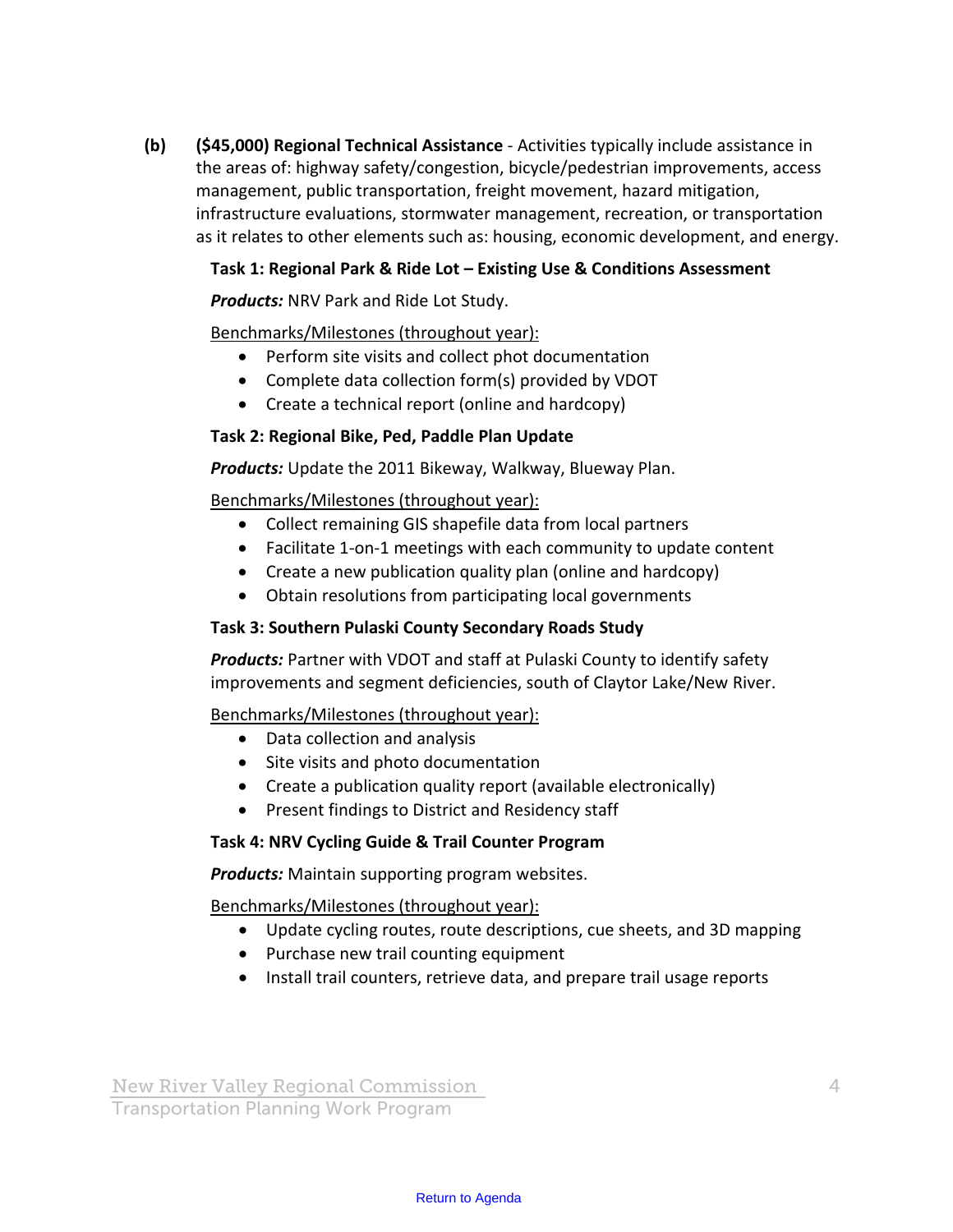**(b) ($45,000) Regional Technical Assistance** - Activities typically include assistance in the areas of: highway safety/congestion, bicycle/pedestrian improvements, access management, public transportation, freight movement, hazard mitigation, infrastructure evaluations, stormwater management, recreation, or transportation as it relates to other elements such as: housing, economic development, and energy.

**Task 1: Regional Park & Ride Lot – Existing Use & Conditions Assessment**

***Products:*** NRV Park and Ride Lot Study.

Benchmarks/Milestones (throughout year):

- Perform site visits and collect phot documentation
- Complete data collection form(s) provided by VDOT
- Create a technical report (online and hardcopy)

**Task 2: Regional Bike, Ped, Paddle Plan Update**

***Products:*** Update the 2011 Bikeway, Walkway, Blueway Plan.

Benchmarks/Milestones (throughout year):

- Collect remaining GIS shapefile data from local partners
- Facilitate 1-on-1 meetings with each community to update content
- Create a new publication quality plan (online and hardcopy)
- Obtain resolutions from participating local governments

**Task 3: Southern Pulaski County Secondary Roads Study**

***Products:*** Partner with VDOT and staff at Pulaski County to identify safety improvements and segment deficiencies, south of Claytor Lake/New River.

Benchmarks/Milestones (throughout year):

- Data collection and analysis
- Site visits and photo documentation
- Create a publication quality report (available electronically)
- Present findings to District and Residency staff

**Task 4: NRV Cycling Guide & Trail Counter Program**

***Products:*** Maintain supporting program websites.

Benchmarks/Milestones (throughout year):

- Update cycling routes, route descriptions, cue sheets, and 3D mapping
- Purchase new trail counting equipment
- Install trail counters, retrieve data, and prepare trail usage reports

Return to Agenda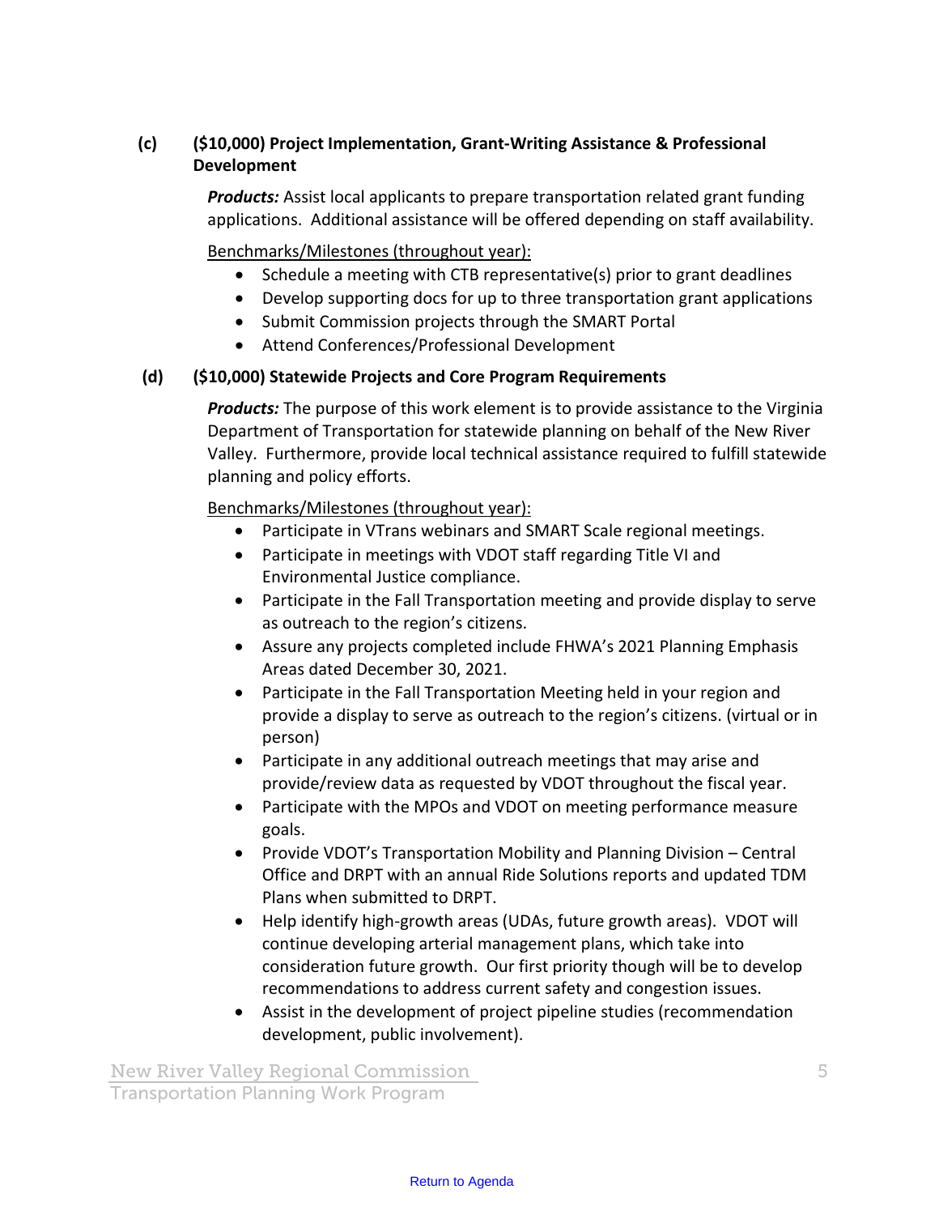### (c) ($10,000) Project Implementation, Grant-Writing Assistance & Professional Development

***Products:*** Assist local applicants to prepare transportation related grant funding applications. Additional assistance will be offered depending on staff availability.

Benchmarks/Milestones (throughout year):

- Schedule a meeting with CTB representative(s) prior to grant deadlines
- Develop supporting docs for up to three transportation grant applications
- Submit Commission projects through the SMART Portal
- Attend Conferences/Professional Development

### (d) ($10,000) Statewide Projects and Core Program Requirements

***Products:*** The purpose of this work element is to provide assistance to the Virginia Department of Transportation for statewide planning on behalf of the New River Valley. Furthermore, provide local technical assistance required to fulfill statewide planning and policy efforts.

Benchmarks/Milestones (throughout year):

- Participate in VTrans webinars and SMART Scale regional meetings.
- Participate in meetings with VDOT staff regarding Title VI and Environmental Justice compliance.
- Participate in the Fall Transportation meeting and provide display to serve as outreach to the region's citizens.
- Assure any projects completed include FHWA's 2021 Planning Emphasis Areas dated December 30, 2021.
- Participate in the Fall Transportation Meeting held in your region and provide a display to serve as outreach to the region's citizens. (virtual or in person)
- Participate in any additional outreach meetings that may arise and provide/review data as requested by VDOT throughout the fiscal year.
- Participate with the MPOs and VDOT on meeting performance measure goals.
- Provide VDOT's Transportation Mobility and Planning Division – Central Office and DRPT with an annual Ride Solutions reports and updated TDM Plans when submitted to DRPT.
- Help identify high-growth areas (UDAs, future growth areas). VDOT will continue developing arterial management plans, which take into consideration future growth. Our first priority though will be to develop recommendations to address current safety and congestion issues.
- Assist in the development of project pipeline studies (recommendation development, public involvement).

Return to Agenda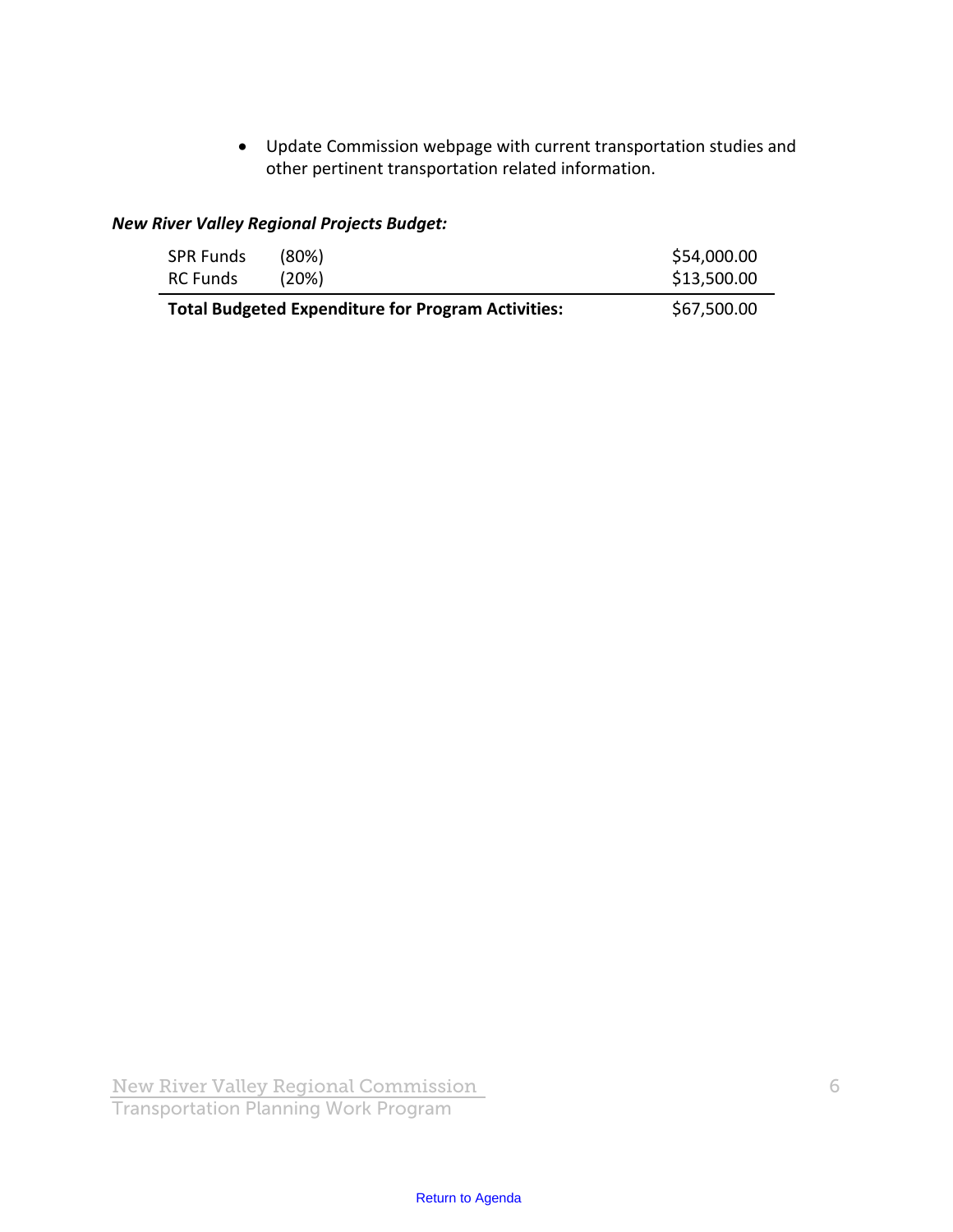- Update Commission webpage with current transportation studies and other pertinent transportation related information.

***New River Valley Regional Projects Budget:***

| | | |
|---|---|---|
| SPR Funds | (80%) | $54,000.00 |
| RC Funds | (20%) | $13,500.00 |
| **Total Budgeted Expenditure for Program Activities:** | | $67,500.00 |

Return to Agenda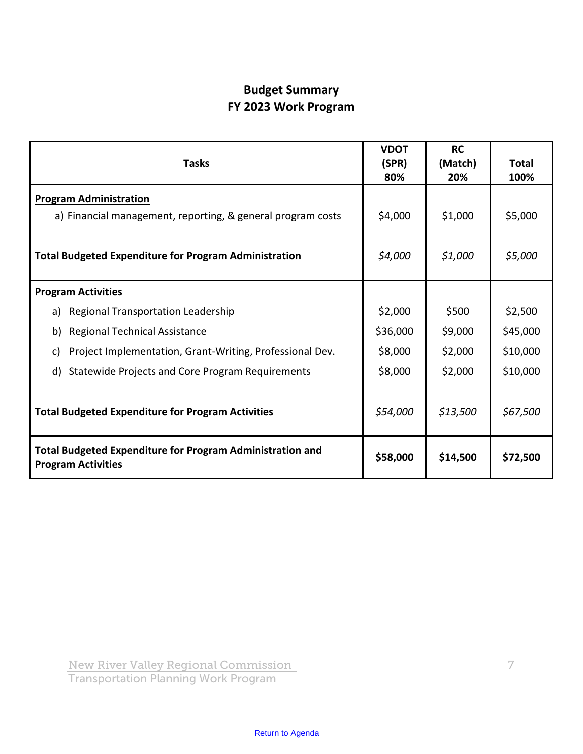# Budget Summary
# FY 2023 Work Program

| Tasks | VDOT (SPR) 80% | RC (Match) 20% | Total 100% |
|---|---|---|---|
| **<u>Program Administration</u>** | | | |
| a) Financial management, reporting, & general program costs | $4,000 | $1,000 | $5,000 |
| **Total Budgeted Expenditure for Program Administration** | *$4,000* | *$1,000* | *$5,000* |
| **<u>Program Activities</u>** | | | |
| a) Regional Transportation Leadership | $2,000 | $500 | $2,500 |
| b) Regional Technical Assistance | $36,000 | $9,000 | $45,000 |
| c) Project Implementation, Grant-Writing, Professional Dev. | $8,000 | $2,000 | $10,000 |
| d) Statewide Projects and Core Program Requirements | $8,000 | $2,000 | $10,000 |
| **Total Budgeted Expenditure for Program Activities** | *$54,000* | *$13,500* | *$67,500* |
| **Total Budgeted Expenditure for Program Administration and Program Activities** | **$58,000** | **$14,500** | **$72,500** |

Return to Agenda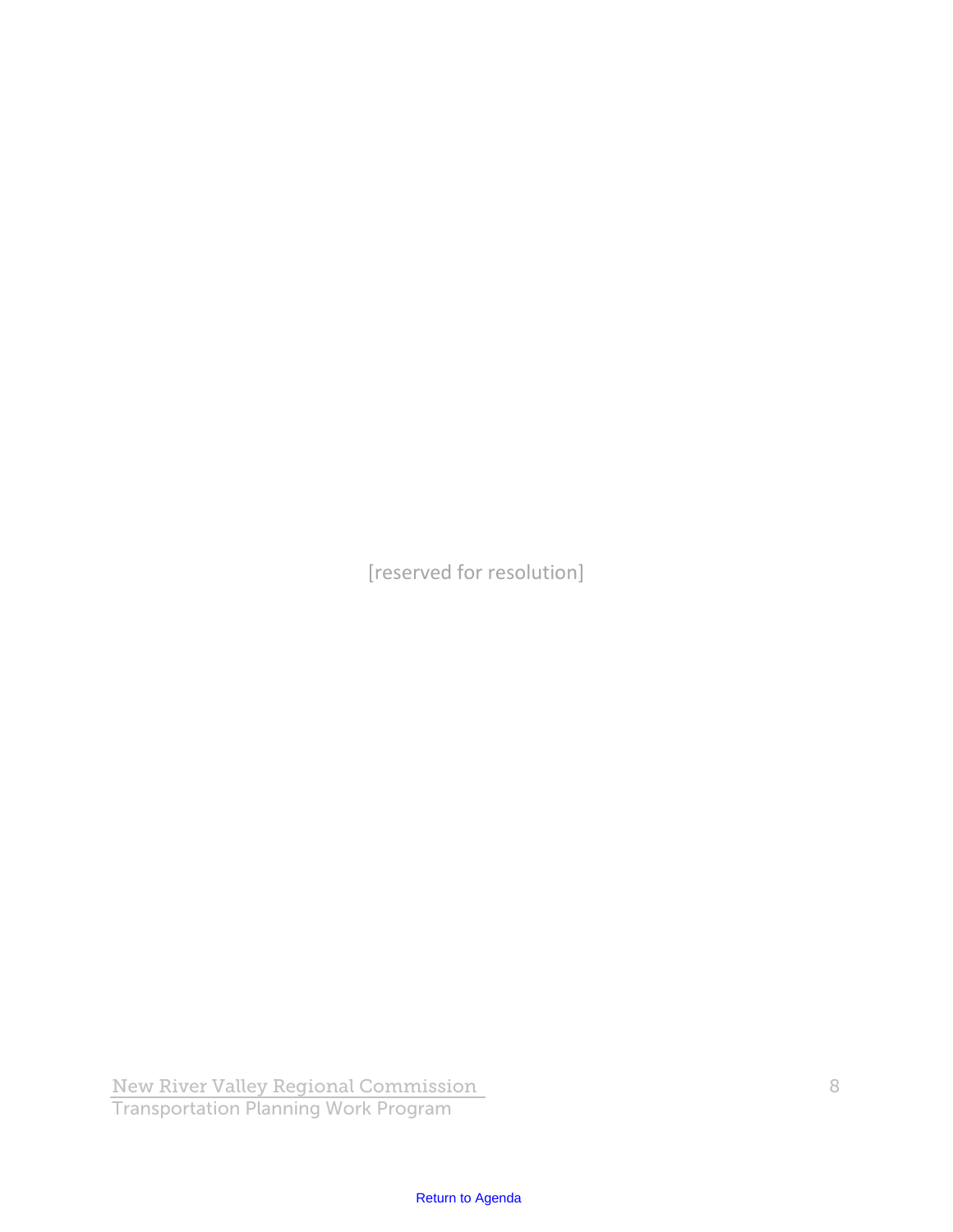[reserved for resolution]

Return to Agenda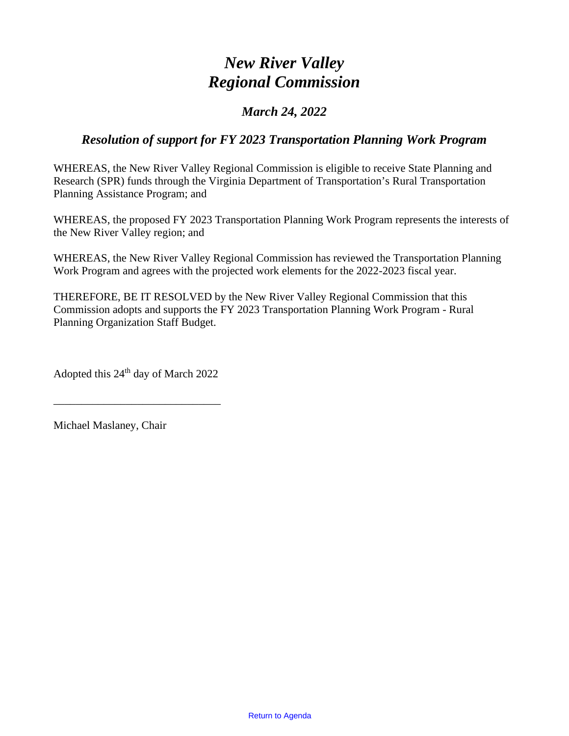# *New River Valley Regional Commission*

## *March 24, 2022*

### *Resolution of support for FY 2023 Transportation Planning Work Program*

WHEREAS, the New River Valley Regional Commission is eligible to receive State Planning and Research (SPR) funds through the Virginia Department of Transportation's Rural Transportation Planning Assistance Program; and

WHEREAS, the proposed FY 2023 Transportation Planning Work Program represents the interests of the New River Valley region; and

WHEREAS, the New River Valley Regional Commission has reviewed the Transportation Planning Work Program and agrees with the projected work elements for the 2022-2023 fiscal year.

THEREFORE, BE IT RESOLVED by the New River Valley Regional Commission that this Commission adopts and supports the FY 2023 Transportation Planning Work Program - Rural Planning Organization Staff Budget.

Adopted this 24th day of March 2022

______________________________

Michael Maslaney, Chair

Return to Agenda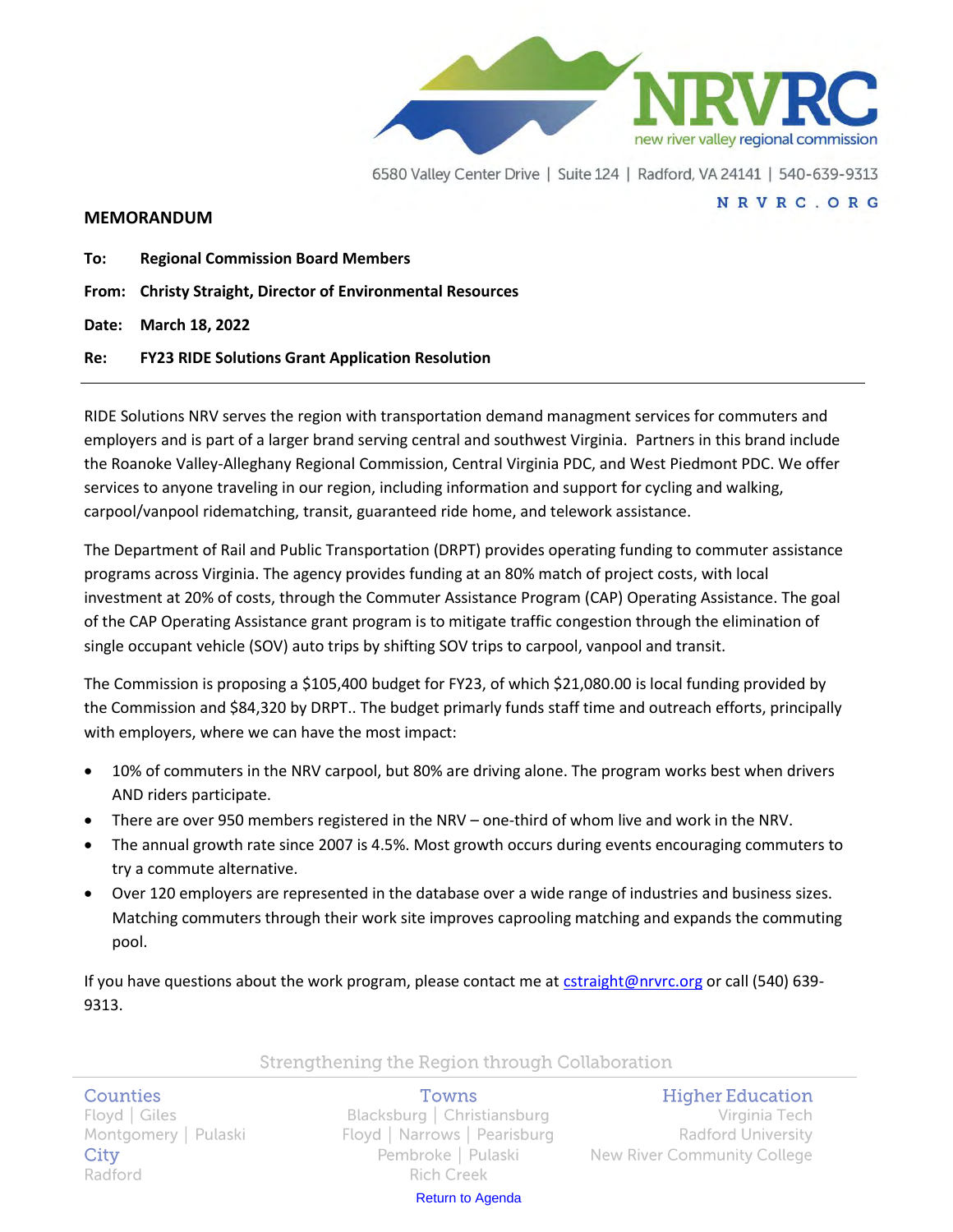NRVRC
new river valley regional commission

6580 Valley Center Drive | Suite 124 | Radford, VA 24141 | 540-639-9313

NRVRC.ORG

## MEMORANDUM

**To:** **Regional Commission Board Members**

**From:** **Christy Straight, Director of Environmental Resources**

**Date:** **March 18, 2022**

**Re:** **FY23 RIDE Solutions Grant Application Resolution**

---

RIDE Solutions NRV serves the region with transportation demand managment services for commuters and employers and is part of a larger brand serving central and southwest Virginia. Partners in this brand include the Roanoke Valley-Alleghany Regional Commission, Central Virginia PDC, and West Piedmont PDC. We offer services to anyone traveling in our region, including information and support for cycling and walking, carpool/vanpool ridematching, transit, guaranteed ride home, and telework assistance.

The Department of Rail and Public Transportation (DRPT) provides operating funding to commuter assistance programs across Virginia. The agency provides funding at an 80% match of project costs, with local investment at 20% of costs, through the Commuter Assistance Program (CAP) Operating Assistance. The goal of the CAP Operating Assistance grant program is to mitigate traffic congestion through the elimination of single occupant vehicle (SOV) auto trips by shifting SOV trips to carpool, vanpool and transit.

The Commission is proposing a $105,400 budget for FY23, of which $21,080.00 is local funding provided by the Commission and $84,320 by DRPT.. The budget primarily funds staff time and outreach efforts, principally with employers, where we can have the most impact:

- 10% of commuters in the NRV carpool, but 80% are driving alone. The program works best when drivers AND riders participate.
- There are over 950 members registered in the NRV – one-third of whom live and work in the NRV.
- The annual growth rate since 2007 is 4.5%. Most growth occurs during events encouraging commuters to try a commute alternative.
- Over 120 employers are represented in the database over a wide range of industries and business sizes. Matching commuters through their work site improves caprooling matching and expands the commuting pool.

If you have questions about the work program, please contact me at cstraight@nrvrc.org or call (540) 639-9313.

Strengthening the Region through Collaboration

Counties
Floyd | Giles
Montgomery | Pulaski
City
Radford

Towns
Blacksburg | Christiansburg
Floyd | Narrows | Pearisburg
Pembroke | Pulaski
Rich Creek

Higher Education
Virginia Tech
Radford University
New River Community College

Return to Agenda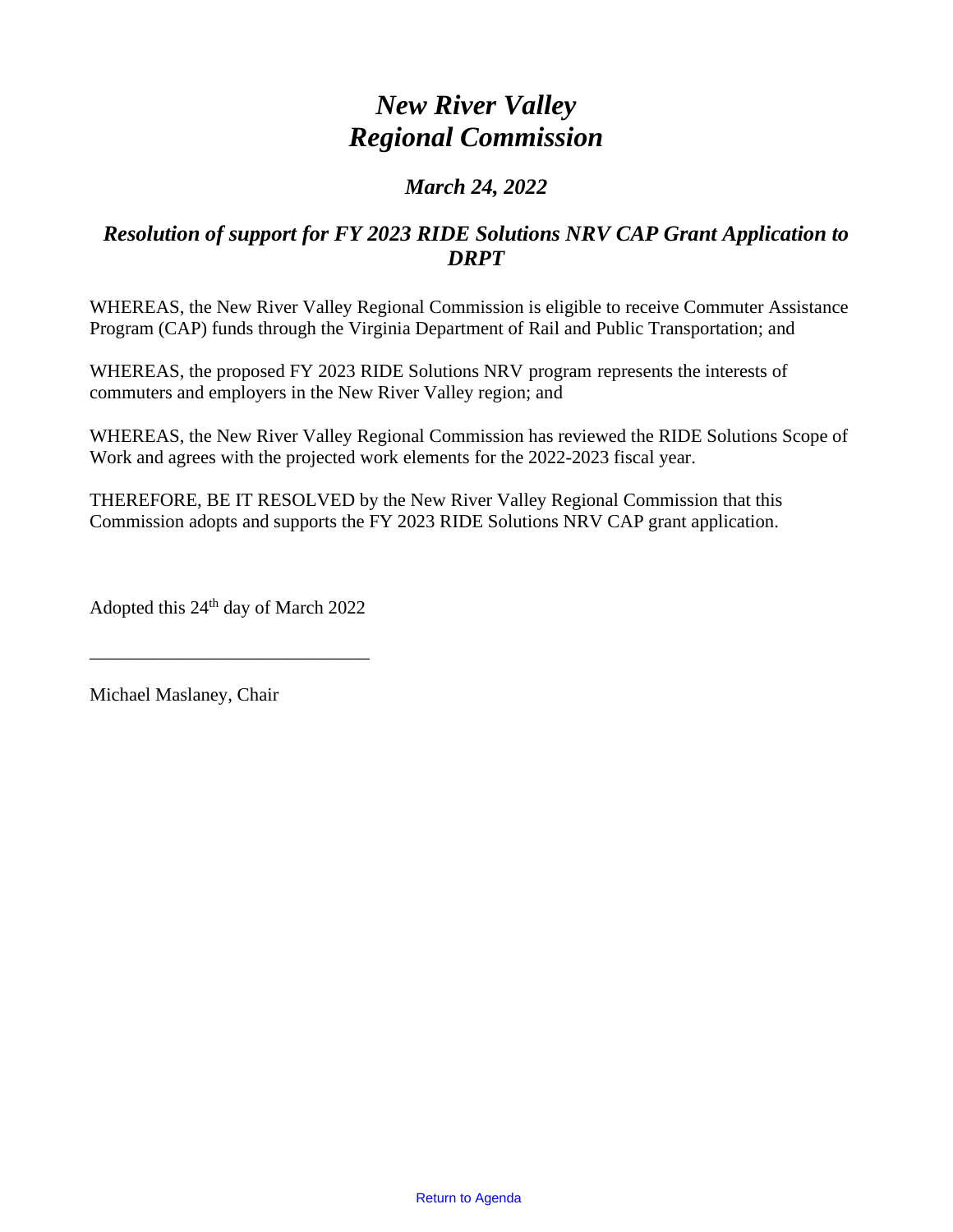# *New River Valley Regional Commission*

## *March 24, 2022*

### *Resolution of support for FY 2023 RIDE Solutions NRV CAP Grant Application to DRPT*

WHEREAS, the New River Valley Regional Commission is eligible to receive Commuter Assistance Program (CAP) funds through the Virginia Department of Rail and Public Transportation; and

WHEREAS, the proposed FY 2023 RIDE Solutions NRV program represents the interests of commuters and employers in the New River Valley region; and

WHEREAS, the New River Valley Regional Commission has reviewed the RIDE Solutions Scope of Work and agrees with the projected work elements for the 2022-2023 fiscal year.

THEREFORE, BE IT RESOLVED by the New River Valley Regional Commission that this Commission adopts and supports the FY 2023 RIDE Solutions NRV CAP grant application.

Adopted this 24th day of March 2022

______________________________

Michael Maslaney, Chair

Return to Agenda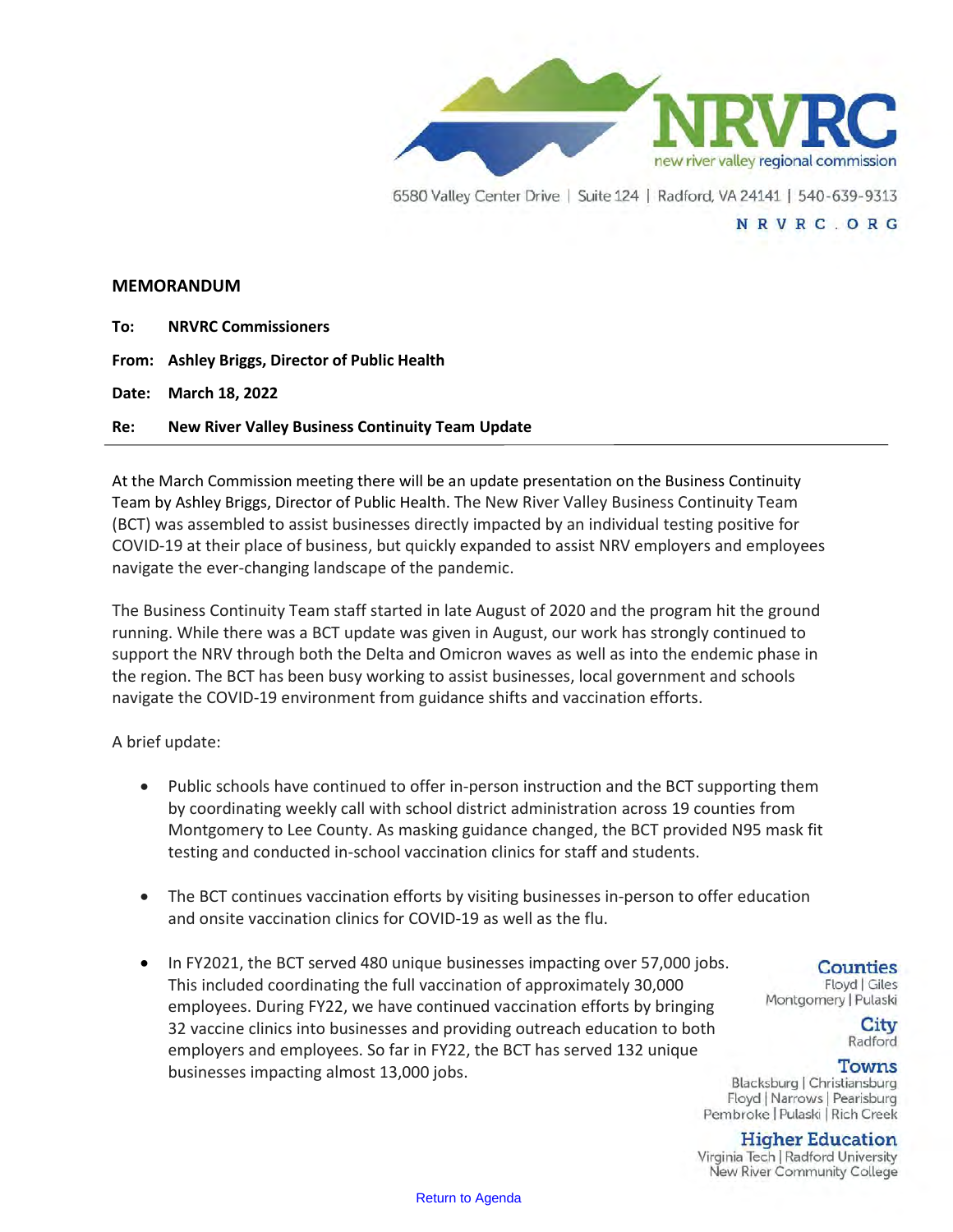6580 Valley Center Drive | Suite 124 | Radford, VA 24141 | 540-639-9313

NRVRC.ORG

**MEMORANDUM**

**To:** **NRVRC Commissioners**

**From:** **Ashley Briggs, Director of Public Health**

**Date:** **March 18, 2022**

**Re:** **New River Valley Business Continuity Team Update**

---

At the March Commission meeting there will be an update presentation on the Business Continuity Team by Ashley Briggs, Director of Public Health. The New River Valley Business Continuity Team (BCT) was assembled to assist businesses directly impacted by an individual testing positive for COVID-19 at their place of business, but quickly expanded to assist NRV employers and employees navigate the ever-changing landscape of the pandemic.

The Business Continuity Team staff started in late August of 2020 and the program hit the ground running. While there was a BCT update was given in August, our work has strongly continued to support the NRV through both the Delta and Omicron waves as well as into the endemic phase in the region. The BCT has been busy working to assist businesses, local government and schools navigate the COVID-19 environment from guidance shifts and vaccination efforts.

A brief update:

- Public schools have continued to offer in-person instruction and the BCT supporting them by coordinating weekly call with school district administration across 19 counties from Montgomery to Lee County. As masking guidance changed, the BCT provided N95 mask fit testing and conducted in-school vaccination clinics for staff and students.

- The BCT continues vaccination efforts by visiting businesses in-person to offer education and onsite vaccination clinics for COVID-19 as well as the flu.

- In FY2021, the BCT served 480 unique businesses impacting over 57,000 jobs. This included coordinating the full vaccination of approximately 30,000 employees. During FY22, we have continued vaccination efforts by bringing 32 vaccine clinics into businesses and providing outreach education to both employers and employees. So far in FY22, the BCT has served 132 unique businesses impacting almost 13,000 jobs.

**Counties**
Floyd | Giles
Montgomery | Pulaski

**City**
Radford

**Towns**
Blacksburg | Christiansburg
Floyd | Narrows | Pearisburg
Pembroke | Pulaski | Rich Creek

**Higher Education**
Virginia Tech | Radford University
New River Community College

Return to Agenda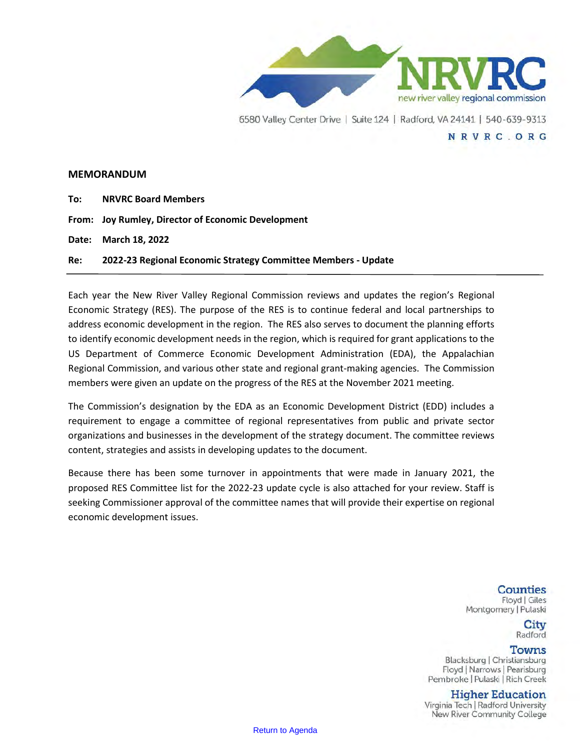NRVRC
new river valley regional commission

6580 Valley Center Drive | Suite 124 | Radford, VA 24141 | 540-639-9313

NRVRC.ORG

**MEMORANDUM**

**To:** **NRVRC Board Members**

**From:** **Joy Rumley, Director of Economic Development**

**Date:** **March 18, 2022**

**Re:** **2022-23 Regional Economic Strategy Committee Members - Update**

---

Each year the New River Valley Regional Commission reviews and updates the region's Regional Economic Strategy (RES). The purpose of the RES is to continue federal and local partnerships to address economic development in the region. The RES also serves to document the planning efforts to identify economic development needs in the region, which is required for grant applications to the US Department of Commerce Economic Development Administration (EDA), the Appalachian Regional Commission, and various other state and regional grant-making agencies. The Commission members were given an update on the progress of the RES at the November 2021 meeting.

The Commission's designation by the EDA as an Economic Development District (EDD) includes a requirement to engage a committee of regional representatives from public and private sector organizations and businesses in the development of the strategy document. The committee reviews content, strategies and assists in developing updates to the document.

Because there has been some turnover in appointments that were made in January 2021, the proposed RES Committee list for the 2022-23 update cycle is also attached for your review. Staff is seeking Commissioner approval of the committee names that will provide their expertise on regional economic development issues.

**Counties**
Floyd | Giles
Montgomery | Pulaski

**City**
Radford

**Towns**
Blacksburg | Christiansburg
Floyd | Narrows | Pearisburg
Pembroke | Pulaski | Rich Creek

**Higher Education**
Virginia Tech | Radford University
New River Community College

Return to Agenda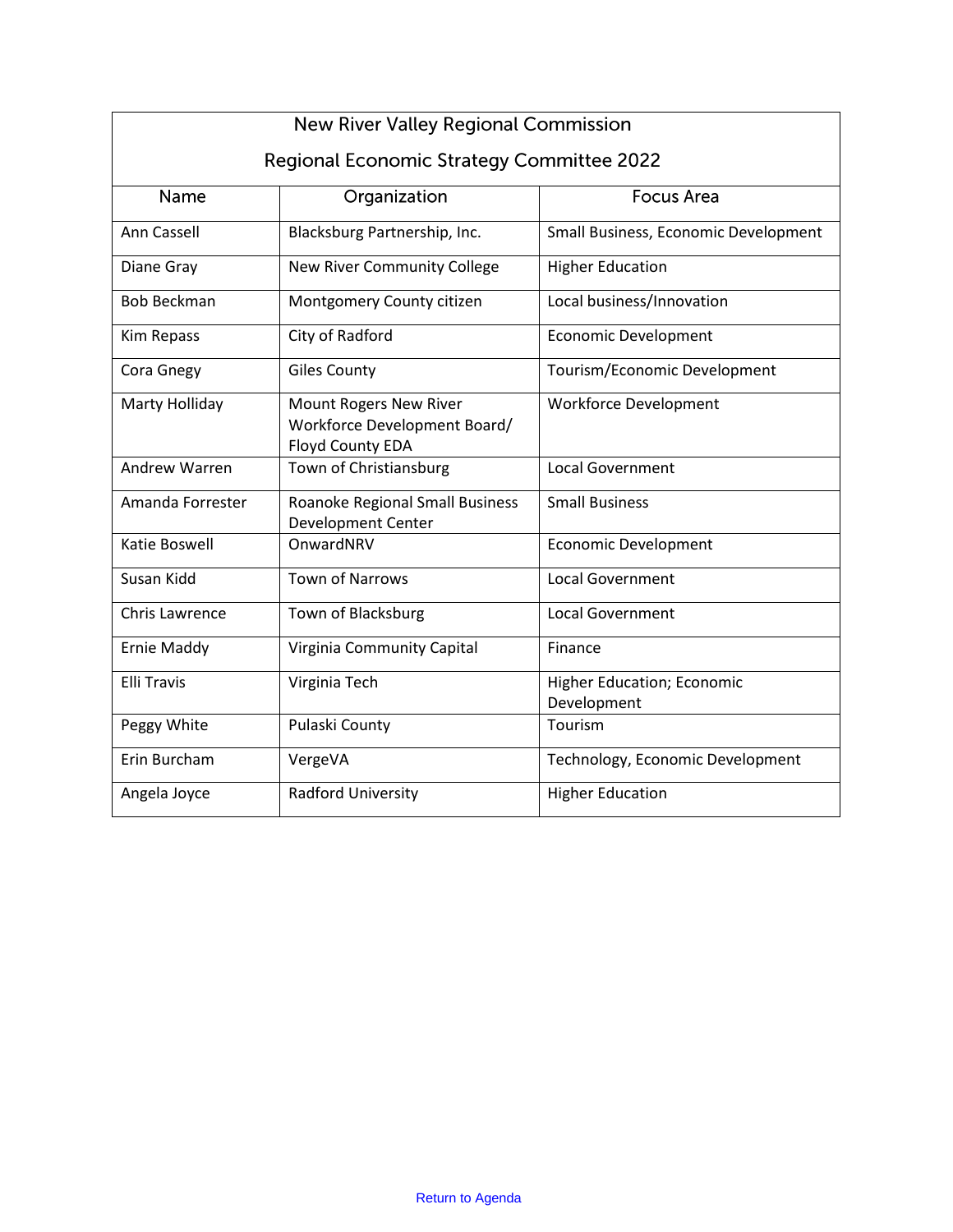| New River Valley Regional Commission<br>Regional Economic Strategy Committee 2022 | | |
|---|---|---|
| Name | Organization | Focus Area |
| Ann Cassell | Blacksburg Partnership, Inc. | Small Business, Economic Development |
| Diane Gray | New River Community College | Higher Education |
| Bob Beckman | Montgomery County citizen | Local business/Innovation |
| Kim Repass | City of Radford | Economic Development |
| Cora Gnegy | Giles County | Tourism/Economic Development |
| Marty Holliday | Mount Rogers New River Workforce Development Board/ Floyd County EDA | Workforce Development |
| Andrew Warren | Town of Christiansburg | Local Government |
| Amanda Forrester | Roanoke Regional Small Business Development Center | Small Business |
| Katie Boswell | OnwardNRV | Economic Development |
| Susan Kidd | Town of Narrows | Local Government |
| Chris Lawrence | Town of Blacksburg | Local Government |
| Ernie Maddy | Virginia Community Capital | Finance |
| Elli Travis | Virginia Tech | Higher Education; Economic Development |
| Peggy White | Pulaski County | Tourism |
| Erin Burcham | VergeVA | Technology, Economic Development |
| Angela Joyce | Radford University | Higher Education |

Return to Agenda